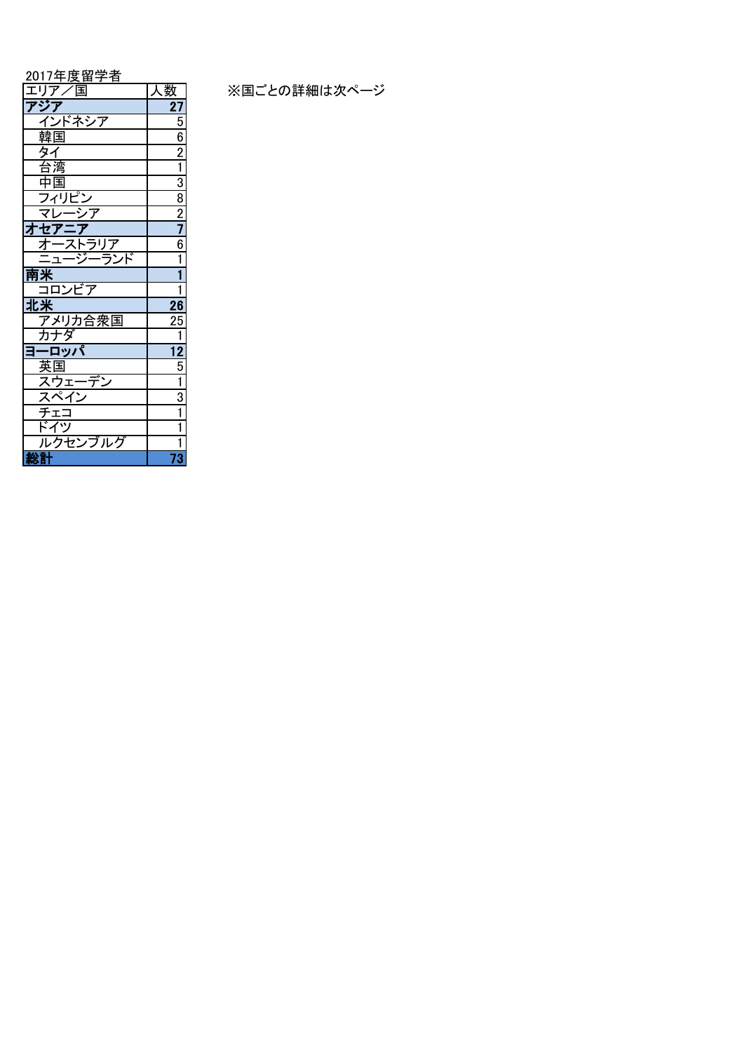2017年度留学者

| エリア／国 | 人数 |
|---|---|
| **アジア** | **27** |
| インドネシア | 5 |
| 韓国 | 6 |
| タイ | 2 |
| 台湾 | 1 |
| 中国 | 3 |
| フィリピン | 8 |
| マレーシア | 2 |
| **オセアニア** | **7** |
| オーストラリア | 6 |
| ニュージーランド | 1 |
| **南米** | **1** |
| コロンビア | 1 |
| **北米** | **26** |
| アメリカ合衆国 | 25 |
| カナダ | 1 |
| **ヨーロッパ** | **12** |
| 英国 | 5 |
| スウェーデン | 1 |
| スペイン | 3 |
| チェコ | 1 |
| ドイツ | 1 |
| ルクセンブルグ | 1 |
| **総計** | **73** |

※国ごとの詳細は次ページ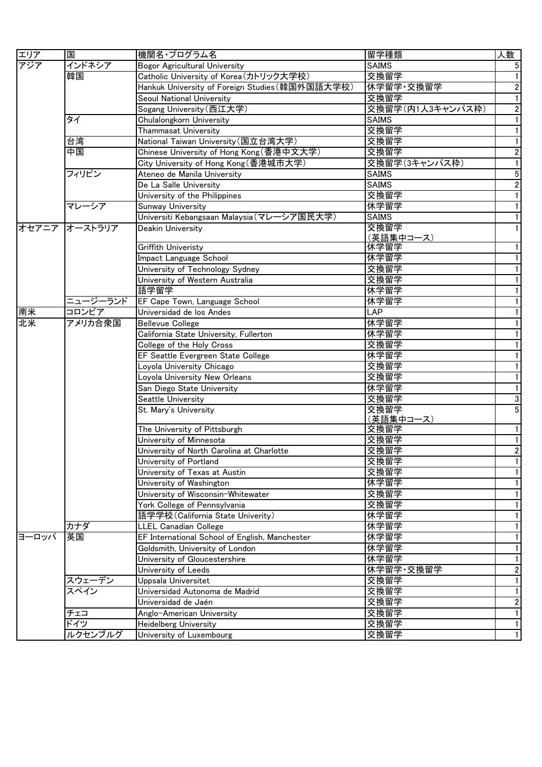| エリア | 国 | 機関名・プログラム名 | 留学種類 | 人数 |
|---|---|---|---|---|
| アジア | インドネシア | Bogor Agricultural University | SAIMS | 5 |
| | 韓国 | Catholic University of Korea(カトリック大学校) | 交換留学 | 1 |
| | | Hankuk University of Foreign Studies(韓国外国語大学校) | 休学留学・交換留学 | 2 |
| | | Seoul National University | 交換留学 | 1 |
| | | Sogang University(西江大学) | 交換留学(内1人3キャンパス枠) | 2 |
| | タイ | Chulalongkorn University | SAIMS | 1 |
| | | Thammasat University | 交換留学 | 1 |
| | 台湾 | National Taiwan University(国立台湾大学) | 交換留学 | 1 |
| | 中国 | Chinese University of Hong Kong(香港中文大学) | 交換留学 | 2 |
| | | City University of Hong Kong(香港城市大学) | 交換留学(3キャンパス枠) | 1 |
| | フィリピン | Ateneo de Manila University | SAIMS | 5 |
| | | De La Salle University | SAIMS | 2 |
| | | University of the Philippines | 交換留学 | 1 |
| | マレーシア | Sunway University | 休学留学 | 1 |
| | | Universiti Kebangsaan Malaysia(マレーシア国民大学) | SAIMS | 1 |
| オセアニア | オーストラリア | Deakin University | 交換留学<br>(英語集中コース) | 1 |
| | | Griffith Univeristy | 休学留学 | 1 |
| | | Impact Language School | 休学留学 | 1 |
| | | University of Technology Sydney | 交換留学 | 1 |
| | | University of Western Australia | 交換留学 | 1 |
| | | 語学留学 | 休学留学 | 1 |
| | ニュージーランド | EF Cape Town, Language School | 休学留学 | 1 |
| 南米 | コロンビア | Universidad de los Andes | LAP | 1 |
| 北米 | アメリカ合衆国 | Bellevue College | 休学留学 | 1 |
| | | California State University, Fullerton | 休学留学 | 1 |
| | | College of the Holy Cross | 交換留学 | 1 |
| | | EF Seattle Evergreen State College | 休学留学 | 1 |
| | | Loyola University Chicago | 交換留学 | 1 |
| | | Loyola University New Orleans | 交換留学 | 1 |
| | | San Diego State University | 休学留学 | 1 |
| | | Seattle University | 交換留学 | 3 |
| | | St. Mary's University | 交換留学<br>(英語集中コース) | 5 |
| | | The University of Pittsburgh | 交換留学 | 1 |
| | | University of Minnesota | 交換留学 | 1 |
| | | University of North Carolina at Charlotte | 交換留学 | 2 |
| | | University of Portland | 交換留学 | 1 |
| | | University of Texas at Austin | 交換留学 | 1 |
| | | University of Washington | 休学留学 | 1 |
| | | University of Wisconsin-Whitewater | 交換留学 | 1 |
| | | York College of Pennsylvania | 交換留学 | 1 |
| | | 語学学校(California State Univerity) | 休学留学 | 1 |
| | カナダ | LLEL Canadian College | 休学留学 | 1 |
| ヨーロッパ | 英国 | EF International School of English, Manchester | 休学留学 | 1 |
| | | Goldsmith, University of London | 休学留学 | 1 |
| | | University of Gloucestershire | 休学留学 | 1 |
| | | University of Leeds | 休学留学・交換留学 | 2 |
| | スウェーデン | Uppsala Universitet | 交換留学 | 1 |
| | スペイン | Universidad Autonoma de Madrid | 交換留学 | 1 |
| | | Universidad de Jaén | 交換留学 | 2 |
| | チェコ | Anglo-American University | 交換留学 | 1 |
| | ドイツ | Heidelberg University | 交換留学 | 1 |
| | ルクセンブルグ | University of Luxembourg | 交換留学 | 1 |